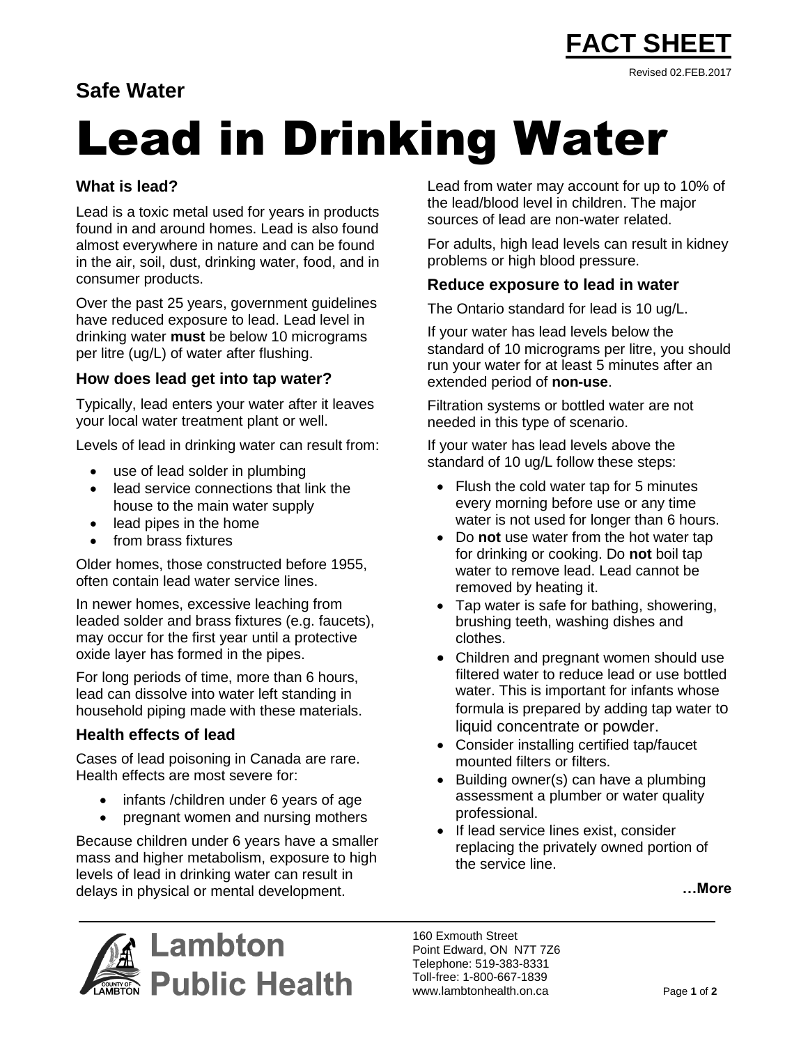# FACT SHEET

Revised 02.FEB.2017

**Safe Water**

# Lead in Drinking Water

## What is lead?

Lead is a toxic metal used for years in products found in and around homes. Lead is also found almost everywhere in nature and can be found in the air, soil, dust, drinking water, food, and in consumer products.

Over the past 25 years, government guidelines have reduced exposure to lead. Lead level in drinking water **must** be below 10 micrograms per litre (ug/L) of water after flushing.

## How does lead get into tap water?

Typically, lead enters your water after it leaves your local water treatment plant or well.

Levels of lead in drinking water can result from:

- use of lead solder in plumbing
- lead service connections that link the house to the main water supply
- lead pipes in the home
- from brass fixtures

Older homes, those constructed before 1955, often contain lead water service lines.

In newer homes, excessive leaching from leaded solder and brass fixtures (e.g. faucets), may occur for the first year until a protective oxide layer has formed in the pipes.

For long periods of time, more than 6 hours, lead can dissolve into water left standing in household piping made with these materials.

## Health effects of lead

Cases of lead poisoning in Canada are rare. Health effects are most severe for:

- infants /children under 6 years of age
- pregnant women and nursing mothers

Because children under 6 years have a smaller mass and higher metabolism, exposure to high levels of lead in drinking water can result in delays in physical or mental development.

Lead from water may account for up to 10% of the lead/blood level in children. The major sources of lead are non-water related.

For adults, high lead levels can result in kidney problems or high blood pressure.

## Reduce exposure to lead in water

The Ontario standard for lead is 10 ug/L.

If your water has lead levels below the standard of 10 micrograms per litre, you should run your water for at least 5 minutes after an extended period of **non-use**.

Filtration systems or bottled water are not needed in this type of scenario.

If your water has lead levels above the standard of 10 ug/L follow these steps:

- Flush the cold water tap for 5 minutes every morning before use or any time water is not used for longer than 6 hours.
- Do **not** use water from the hot water tap for drinking or cooking. Do **not** boil tap water to remove lead. Lead cannot be removed by heating it.
- Tap water is safe for bathing, showering, brushing teeth, washing dishes and clothes.
- Children and pregnant women should use filtered water to reduce lead or use bottled water. This is important for infants whose formula is prepared by adding tap water to liquid concentrate or powder.
- Consider installing certified tap/faucet mounted filters or filters.
- Building owner(s) can have a plumbing assessment a plumber or water quality professional.
- If lead service lines exist, consider replacing the privately owned portion of the service line.

**…More**

Lambton Public Health

160 Exmouth Street
Point Edward, ON N7T 7Z6
Telephone: 519-383-8331
Toll-free: 1-800-667-1839
www.lambtonhealth.on.ca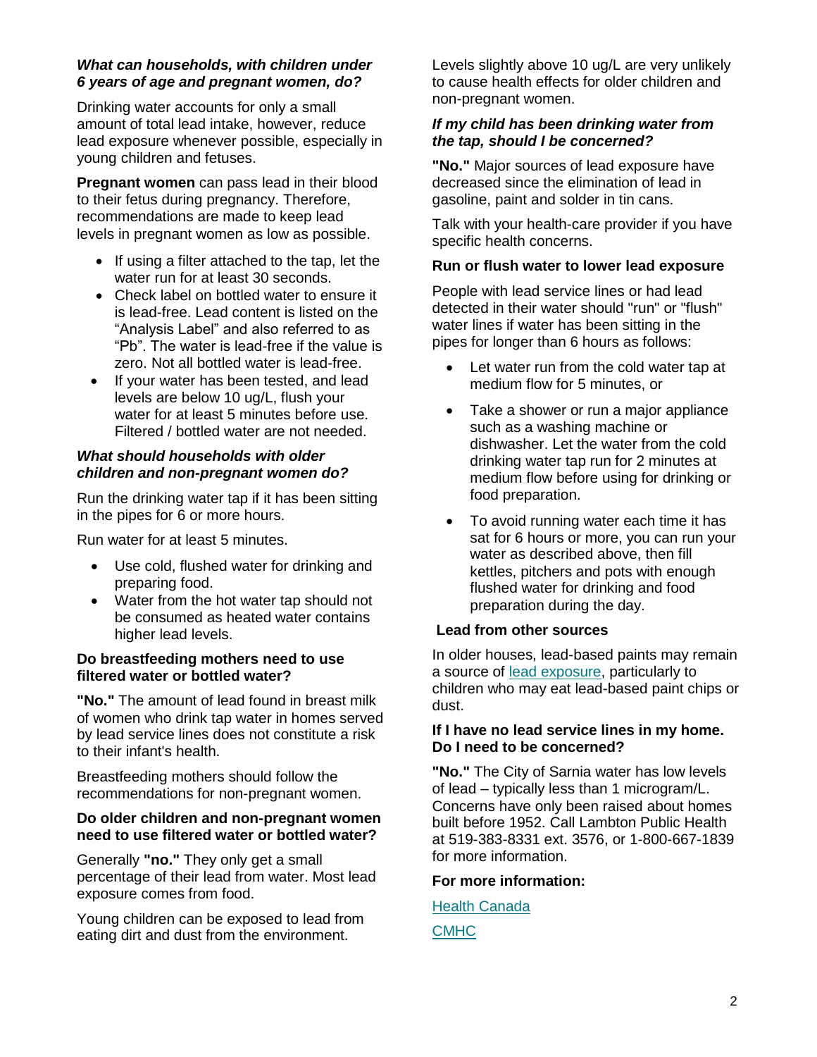### *What can households, with children under 6 years of age and pregnant women, do?*

Drinking water accounts for only a small amount of total lead intake, however, reduce lead exposure whenever possible, especially in young children and fetuses.

**Pregnant women** can pass lead in their blood to their fetus during pregnancy. Therefore, recommendations are made to keep lead levels in pregnant women as low as possible.

- If using a filter attached to the tap, let the water run for at least 30 seconds.
- Check label on bottled water to ensure it is lead-free. Lead content is listed on the "Analysis Label" and also referred to as "Pb". The water is lead-free if the value is zero. Not all bottled water is lead-free.
- If your water has been tested, and lead levels are below 10 ug/L, flush your water for at least 5 minutes before use. Filtered / bottled water are not needed.

### *What should households with older children and non-pregnant women do?*

Run the drinking water tap if it has been sitting in the pipes for 6 or more hours.

Run water for at least 5 minutes.

- Use cold, flushed water for drinking and preparing food.
- Water from the hot water tap should not be consumed as heated water contains higher lead levels.

### Do breastfeeding mothers need to use filtered water or bottled water?

**"No."** The amount of lead found in breast milk of women who drink tap water in homes served by lead service lines does not constitute a risk to their infant's health.

Breastfeeding mothers should follow the recommendations for non-pregnant women.

### Do older children and non-pregnant women need to use filtered water or bottled water?

Generally **"no."** They only get a small percentage of their lead from water. Most lead exposure comes from food.

Young children can be exposed to lead from eating dirt and dust from the environment.

Levels slightly above 10 ug/L are very unlikely to cause health effects for older children and non-pregnant women.

### *If my child has been drinking water from the tap, should I be concerned?*

**"No."** Major sources of lead exposure have decreased since the elimination of lead in gasoline, paint and solder in tin cans.

Talk with your health-care provider if you have specific health concerns.

### Run or flush water to lower lead exposure

People with lead service lines or had lead detected in their water should "run" or "flush" water lines if water has been sitting in the pipes for longer than 6 hours as follows:

- Let water run from the cold water tap at medium flow for 5 minutes, or
- Take a shower or run a major appliance such as a washing machine or dishwasher. Let the water from the cold drinking water tap run for 2 minutes at medium flow before using for drinking or food preparation.
- To avoid running water each time it has sat for 6 hours or more, you can run your water as described above, then fill kettles, pitchers and pots with enough flushed water for drinking and food preparation during the day.

### Lead from other sources

In older houses, lead-based paints may remain a source of lead exposure, particularly to children who may eat lead-based paint chips or dust.

### If I have no lead service lines in my home. Do I need to be concerned?

**"No."** The City of Sarnia water has low levels of lead – typically less than 1 microgram/L. Concerns have only been raised about homes built before 1952. Call Lambton Public Health at 519-383-8331 ext. 3576, or 1-800-667-1839 for more information.

### For more information:

Health Canada

CMHC